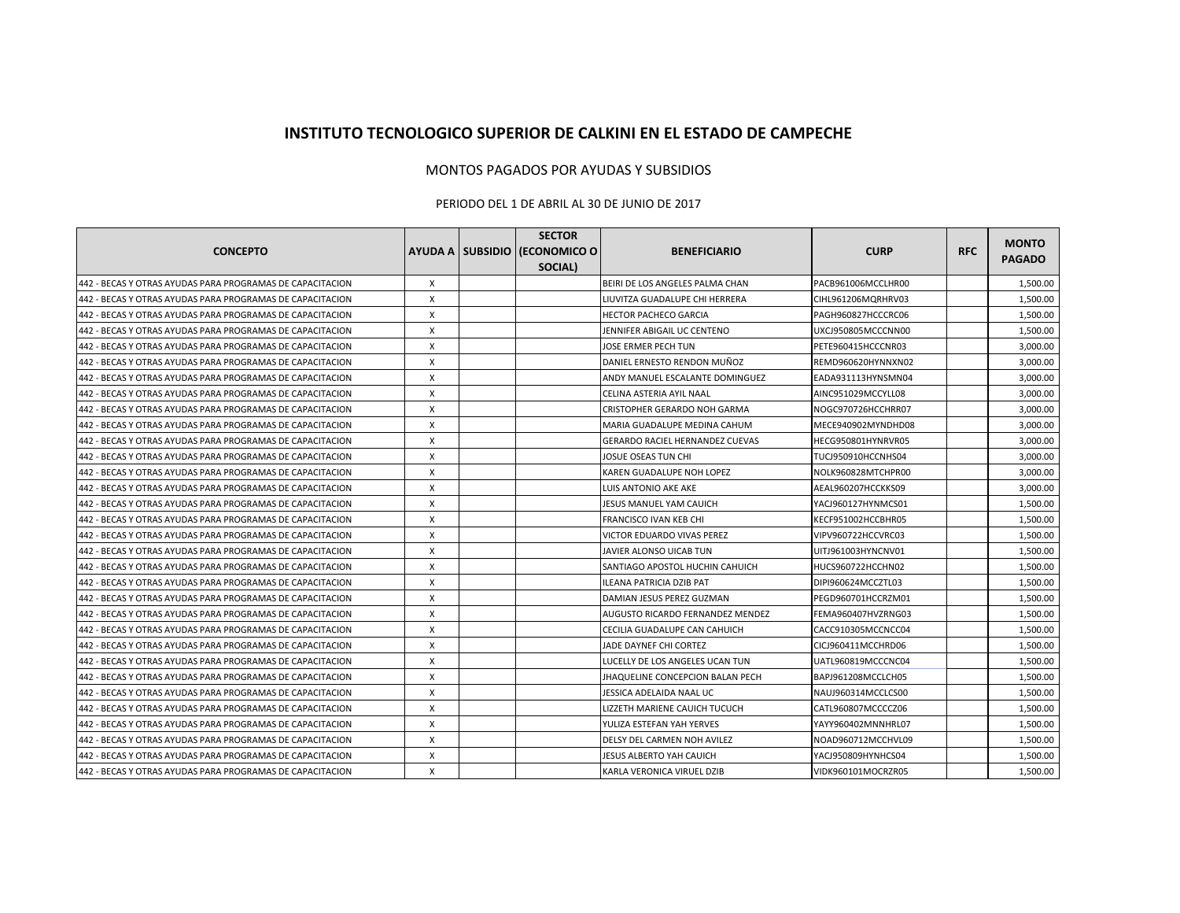# INSTITUTO TECNOLOGICO SUPERIOR DE CALKINI EN EL ESTADO DE CAMPECHE

## MONTOS PAGADOS POR AYUDAS Y SUBSIDIOS

PERIODO DEL 1 DE ABRIL AL 30 DE JUNIO DE 2017

| CONCEPTO | AYUDA A | SUBSIDIO | SECTOR (ECONOMICO O SOCIAL) | BENEFICIARIO | CURP | RFC | MONTO PAGADO |
|---|---|---|---|---|---|---|---|
| 442 - BECAS Y OTRAS AYUDAS PARA PROGRAMAS DE CAPACITACION | X | | | BEIRI DE LOS ANGELES PALMA CHAN | PACB961006MCCLHR00 | | 1,500.00 |
| 442 - BECAS Y OTRAS AYUDAS PARA PROGRAMAS DE CAPACITACION | X | | | LIUVITZA GUADALUPE CHI HERRERA | CIHL961206MQRHRV03 | | 1,500.00 |
| 442 - BECAS Y OTRAS AYUDAS PARA PROGRAMAS DE CAPACITACION | X | | | HECTOR PACHECO GARCIA | PAGH960827HCCCRC06 | | 1,500.00 |
| 442 - BECAS Y OTRAS AYUDAS PARA PROGRAMAS DE CAPACITACION | X | | | JENNIFER ABIGAIL UC CENTENO | UXCJ950805MCCCNN00 | | 1,500.00 |
| 442 - BECAS Y OTRAS AYUDAS PARA PROGRAMAS DE CAPACITACION | X | | | JOSE ERMER PECH TUN | PETE960415HCCCNR03 | | 3,000.00 |
| 442 - BECAS Y OTRAS AYUDAS PARA PROGRAMAS DE CAPACITACION | X | | | DANIEL ERNESTO RENDON MUÑOZ | REMD960620HYNNXN02 | | 3,000.00 |
| 442 - BECAS Y OTRAS AYUDAS PARA PROGRAMAS DE CAPACITACION | X | | | ANDY MANUEL ESCALANTE DOMINGUEZ | EADA931113HYNSMN04 | | 3,000.00 |
| 442 - BECAS Y OTRAS AYUDAS PARA PROGRAMAS DE CAPACITACION | X | | | CELINA ASTERIA AYIL NAAL | AINC951029MCCYLL08 | | 3,000.00 |
| 442 - BECAS Y OTRAS AYUDAS PARA PROGRAMAS DE CAPACITACION | X | | | CRISTOPHER GERARDO NOH GARMA | NOGC970726HCCHRR07 | | 3,000.00 |
| 442 - BECAS Y OTRAS AYUDAS PARA PROGRAMAS DE CAPACITACION | X | | | MARIA GUADALUPE MEDINA CAHUM | MECE940902MYNDHD08 | | 3,000.00 |
| 442 - BECAS Y OTRAS AYUDAS PARA PROGRAMAS DE CAPACITACION | X | | | GERARDO RACIEL HERNANDEZ CUEVAS | HECG950801HYNRVR05 | | 3,000.00 |
| 442 - BECAS Y OTRAS AYUDAS PARA PROGRAMAS DE CAPACITACION | X | | | JOSUE OSEAS TUN CHI | TUCJ950910HCCNHS04 | | 3,000.00 |
| 442 - BECAS Y OTRAS AYUDAS PARA PROGRAMAS DE CAPACITACION | X | | | KAREN GUADALUPE NOH LOPEZ | NOLK960828MTCHPR00 | | 3,000.00 |
| 442 - BECAS Y OTRAS AYUDAS PARA PROGRAMAS DE CAPACITACION | X | | | LUIS ANTONIO AKE AKE | AEAL960207HCCKKS09 | | 3,000.00 |
| 442 - BECAS Y OTRAS AYUDAS PARA PROGRAMAS DE CAPACITACION | X | | | JESUS MANUEL YAM CAUICH | YACJ960127HYNMCS01 | | 1,500.00 |
| 442 - BECAS Y OTRAS AYUDAS PARA PROGRAMAS DE CAPACITACION | X | | | FRANCISCO IVAN KEB CHI | KECF951002HCCBHR05 | | 1,500.00 |
| 442 - BECAS Y OTRAS AYUDAS PARA PROGRAMAS DE CAPACITACION | X | | | VICTOR EDUARDO VIVAS PEREZ | VIPV960722HCCVRC03 | | 1,500.00 |
| 442 - BECAS Y OTRAS AYUDAS PARA PROGRAMAS DE CAPACITACION | X | | | JAVIER ALONSO UICAB TUN | UITJ961003HYNCNV01 | | 1,500.00 |
| 442 - BECAS Y OTRAS AYUDAS PARA PROGRAMAS DE CAPACITACION | X | | | SANTIAGO APOSTOL HUCHIN CAHUICH | HUCS960722HCCHN02 | | 1,500.00 |
| 442 - BECAS Y OTRAS AYUDAS PARA PROGRAMAS DE CAPACITACION | X | | | ILEANA PATRICIA DZIB PAT | DIPI960624MCCZTL03 | | 1,500.00 |
| 442 - BECAS Y OTRAS AYUDAS PARA PROGRAMAS DE CAPACITACION | X | | | DAMIAN JESUS PEREZ GUZMAN | PEGD960701HCCRZM01 | | 1,500.00 |
| 442 - BECAS Y OTRAS AYUDAS PARA PROGRAMAS DE CAPACITACION | X | | | AUGUSTO RICARDO FERNANDEZ MENDEZ | FEMA960407HVZRNG03 | | 1,500.00 |
| 442 - BECAS Y OTRAS AYUDAS PARA PROGRAMAS DE CAPACITACION | X | | | CECILIA GUADALUPE CAN CAHUICH | CACC910305MCCNCC04 | | 1,500.00 |
| 442 - BECAS Y OTRAS AYUDAS PARA PROGRAMAS DE CAPACITACION | X | | | JADE DAYNEF CHI CORTEZ | CICJ960411MCCHRD06 | | 1,500.00 |
| 442 - BECAS Y OTRAS AYUDAS PARA PROGRAMAS DE CAPACITACION | X | | | LUCELLY DE LOS ANGELES UCAN TUN | UATL960819MCCCNC04 | | 1,500.00 |
| 442 - BECAS Y OTRAS AYUDAS PARA PROGRAMAS DE CAPACITACION | X | | | JHAQUELINE CONCEPCION BALAN PECH | BAPJ961208MCCLCH05 | | 1,500.00 |
| 442 - BECAS Y OTRAS AYUDAS PARA PROGRAMAS DE CAPACITACION | X | | | JESSICA ADELAIDA NAAL UC | NAUJ960314MCCLCS00 | | 1,500.00 |
| 442 - BECAS Y OTRAS AYUDAS PARA PROGRAMAS DE CAPACITACION | X | | | LIZZETH MARIENE CAUICH TUCUCH | CATL960807MCCCCZ06 | | 1,500.00 |
| 442 - BECAS Y OTRAS AYUDAS PARA PROGRAMAS DE CAPACITACION | X | | | YULIZA ESTEFAN YAH YERVES | YAYY960402MNNHRL07 | | 1,500.00 |
| 442 - BECAS Y OTRAS AYUDAS PARA PROGRAMAS DE CAPACITACION | X | | | DELSY DEL CARMEN NOH AVILEZ | NOAD960712MCCHVL09 | | 1,500.00 |
| 442 - BECAS Y OTRAS AYUDAS PARA PROGRAMAS DE CAPACITACION | X | | | JESUS ALBERTO YAH CAUICH | YACJ950809HYNHCS04 | | 1,500.00 |
| 442 - BECAS Y OTRAS AYUDAS PARA PROGRAMAS DE CAPACITACION | X | | | KARLA VERONICA VIRUEL DZIB | VIDK960101MOCRZR05 | | 1,500.00 |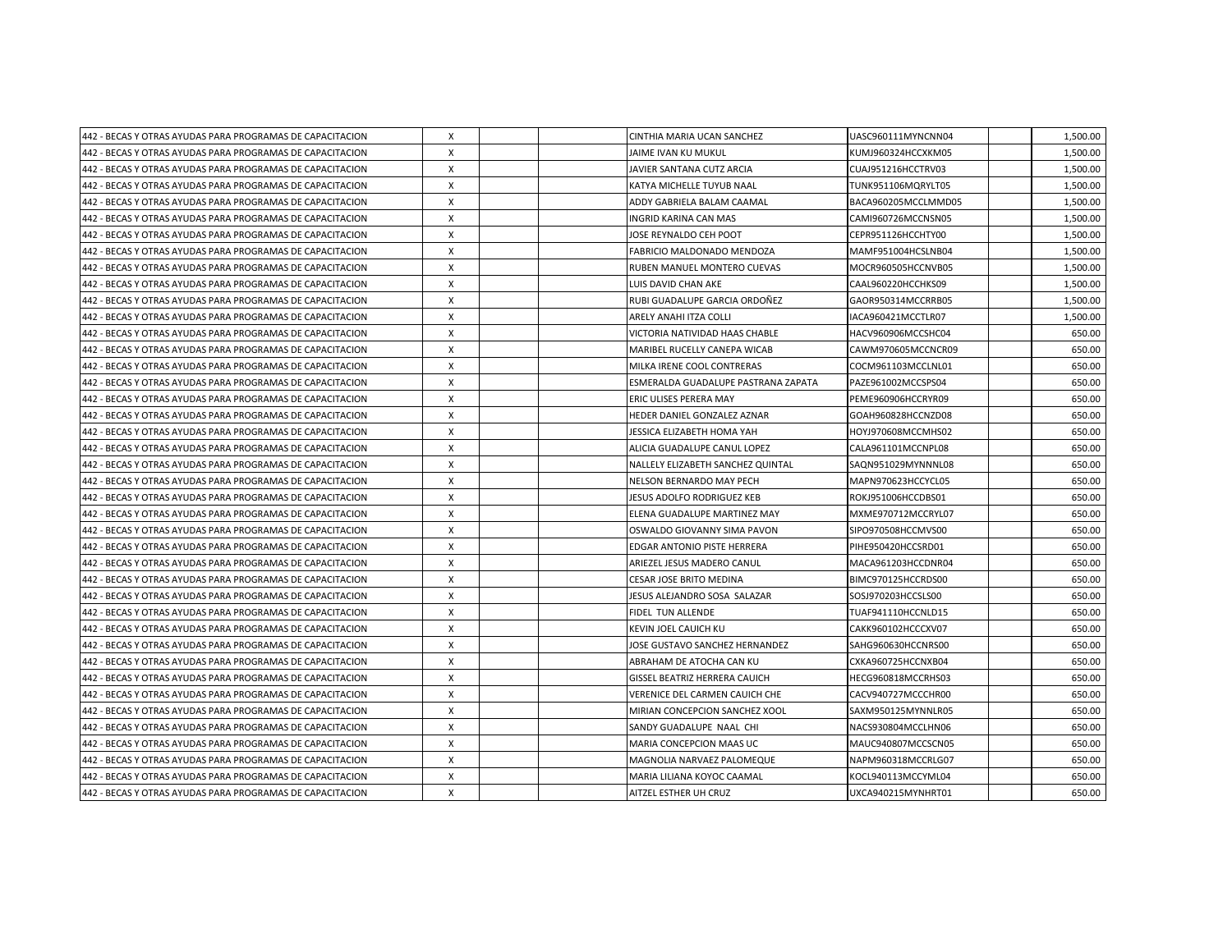| | | | | | | | |
|---|---|---|---|---|---|---|---|
| 442 - BECAS Y OTRAS AYUDAS PARA PROGRAMAS DE CAPACITACION | X | | | CINTHIA MARIA UCAN SANCHEZ | UASC960111MYNCNN04 | | 1,500.00 |
| 442 - BECAS Y OTRAS AYUDAS PARA PROGRAMAS DE CAPACITACION | X | | | JAIME IVAN KU MUKUL | KUMJ960324HCCXKM05 | | 1,500.00 |
| 442 - BECAS Y OTRAS AYUDAS PARA PROGRAMAS DE CAPACITACION | X | | | JAVIER SANTANA CUTZ ARCIA | CUAJ951216HCCTRV03 | | 1,500.00 |
| 442 - BECAS Y OTRAS AYUDAS PARA PROGRAMAS DE CAPACITACION | X | | | KATYA MICHELLE TUYUB NAAL | TUNK951106MQRYLT05 | | 1,500.00 |
| 442 - BECAS Y OTRAS AYUDAS PARA PROGRAMAS DE CAPACITACION | X | | | ADDY GABRIELA BALAM CAAMAL | BACA960205MCCLMMD05 | | 1,500.00 |
| 442 - BECAS Y OTRAS AYUDAS PARA PROGRAMAS DE CAPACITACION | X | | | INGRID KARINA CAN MAS | CAMI960726MCCNSN05 | | 1,500.00 |
| 442 - BECAS Y OTRAS AYUDAS PARA PROGRAMAS DE CAPACITACION | X | | | JOSE REYNALDO CEH POOT | CEPR951126HCCHTY00 | | 1,500.00 |
| 442 - BECAS Y OTRAS AYUDAS PARA PROGRAMAS DE CAPACITACION | X | | | FABRICIO MALDONADO MENDOZA | MAMF951004HCSLNB04 | | 1,500.00 |
| 442 - BECAS Y OTRAS AYUDAS PARA PROGRAMAS DE CAPACITACION | X | | | RUBEN MANUEL MONTERO CUEVAS | MOCR960505HCCNVB05 | | 1,500.00 |
| 442 - BECAS Y OTRAS AYUDAS PARA PROGRAMAS DE CAPACITACION | X | | | LUIS DAVID CHAN AKE | CAAL960220HCCHKS09 | | 1,500.00 |
| 442 - BECAS Y OTRAS AYUDAS PARA PROGRAMAS DE CAPACITACION | X | | | RUBI GUADALUPE GARCIA ORDOÑEZ | GAOR950314MCCRRB05 | | 1,500.00 |
| 442 - BECAS Y OTRAS AYUDAS PARA PROGRAMAS DE CAPACITACION | X | | | ARELY ANAHI ITZA COLLI | IACA960421MCCTLR07 | | 1,500.00 |
| 442 - BECAS Y OTRAS AYUDAS PARA PROGRAMAS DE CAPACITACION | X | | | VICTORIA NATIVIDAD HAAS CHABLE | HACV960906MCCSHC04 | | 650.00 |
| 442 - BECAS Y OTRAS AYUDAS PARA PROGRAMAS DE CAPACITACION | X | | | MARIBEL RUCELLY CANEPA WICAB | CAWM970605MCCNCR09 | | 650.00 |
| 442 - BECAS Y OTRAS AYUDAS PARA PROGRAMAS DE CAPACITACION | X | | | MILKA IRENE COOL CONTRERAS | COCM961103MCCLNL01 | | 650.00 |
| 442 - BECAS Y OTRAS AYUDAS PARA PROGRAMAS DE CAPACITACION | X | | | ESMERALDA GUADALUPE PASTRANA ZAPATA | PAZE961002MCCSPS04 | | 650.00 |
| 442 - BECAS Y OTRAS AYUDAS PARA PROGRAMAS DE CAPACITACION | X | | | ERIC ULISES PERERA MAY | PEME960906HCCRYR09 | | 650.00 |
| 442 - BECAS Y OTRAS AYUDAS PARA PROGRAMAS DE CAPACITACION | X | | | HEDER DANIEL GONZALEZ AZNAR | GOAH960828HCCNZD08 | | 650.00 |
| 442 - BECAS Y OTRAS AYUDAS PARA PROGRAMAS DE CAPACITACION | X | | | JESSICA ELIZABETH HOMA YAH | HOYJ970608MCCMHS02 | | 650.00 |
| 442 - BECAS Y OTRAS AYUDAS PARA PROGRAMAS DE CAPACITACION | X | | | ALICIA GUADALUPE CANUL LOPEZ | CALA961101MCCNPL08 | | 650.00 |
| 442 - BECAS Y OTRAS AYUDAS PARA PROGRAMAS DE CAPACITACION | X | | | NALLELY ELIZABETH SANCHEZ QUINTAL | SAQN951029MYNNNL08 | | 650.00 |
| 442 - BECAS Y OTRAS AYUDAS PARA PROGRAMAS DE CAPACITACION | X | | | NELSON BERNARDO MAY PECH | MAPN970623HCCYCL05 | | 650.00 |
| 442 - BECAS Y OTRAS AYUDAS PARA PROGRAMAS DE CAPACITACION | X | | | JESUS ADOLFO RODRIGUEZ KEB | ROKJ951006HCCDBS01 | | 650.00 |
| 442 - BECAS Y OTRAS AYUDAS PARA PROGRAMAS DE CAPACITACION | X | | | ELENA GUADALUPE MARTINEZ MAY | MXME970712MCCRYL07 | | 650.00 |
| 442 - BECAS Y OTRAS AYUDAS PARA PROGRAMAS DE CAPACITACION | X | | | OSWALDO GIOVANNY SIMA PAVON | SIPO970508HCCMVS00 | | 650.00 |
| 442 - BECAS Y OTRAS AYUDAS PARA PROGRAMAS DE CAPACITACION | X | | | EDGAR ANTONIO PISTE HERRERA | PIHE950420HCCSRD01 | | 650.00 |
| 442 - BECAS Y OTRAS AYUDAS PARA PROGRAMAS DE CAPACITACION | X | | | ARIEZEL JESUS MADERO CANUL | MACA961203HCCDNR04 | | 650.00 |
| 442 - BECAS Y OTRAS AYUDAS PARA PROGRAMAS DE CAPACITACION | X | | | CESAR JOSE BRITO MEDINA | BIMC970125HCCRDS00 | | 650.00 |
| 442 - BECAS Y OTRAS AYUDAS PARA PROGRAMAS DE CAPACITACION | X | | | JESUS ALEJANDRO SOSA SALAZAR | SOSJ970203HCCSLS00 | | 650.00 |
| 442 - BECAS Y OTRAS AYUDAS PARA PROGRAMAS DE CAPACITACION | X | | | FIDEL TUN ALLENDE | TUAF941110HCCNLD15 | | 650.00 |
| 442 - BECAS Y OTRAS AYUDAS PARA PROGRAMAS DE CAPACITACION | X | | | KEVIN JOEL CAUICH KU | CAKK960102HCCCXV07 | | 650.00 |
| 442 - BECAS Y OTRAS AYUDAS PARA PROGRAMAS DE CAPACITACION | X | | | JOSE GUSTAVO SANCHEZ HERNANDEZ | SAHG960630HCCNRS00 | | 650.00 |
| 442 - BECAS Y OTRAS AYUDAS PARA PROGRAMAS DE CAPACITACION | X | | | ABRAHAM DE ATOCHA CAN KU | CXKA960725HCCNXB04 | | 650.00 |
| 442 - BECAS Y OTRAS AYUDAS PARA PROGRAMAS DE CAPACITACION | X | | | GISSEL BEATRIZ HERRERA CAUICH | HECG960818MCCRHS03 | | 650.00 |
| 442 - BECAS Y OTRAS AYUDAS PARA PROGRAMAS DE CAPACITACION | X | | | VERENICE DEL CARMEN CAUICH CHE | CACV940727MCCCHR00 | | 650.00 |
| 442 - BECAS Y OTRAS AYUDAS PARA PROGRAMAS DE CAPACITACION | X | | | MIRIAN CONCEPCION SANCHEZ XOOL | SAXM950125MYNNLR05 | | 650.00 |
| 442 - BECAS Y OTRAS AYUDAS PARA PROGRAMAS DE CAPACITACION | X | | | SANDY GUADALUPE NAAL CHI | NACS930804MCCLHN06 | | 650.00 |
| 442 - BECAS Y OTRAS AYUDAS PARA PROGRAMAS DE CAPACITACION | X | | | MARIA CONCEPCION MAAS UC | MAUC940807MCCSCN05 | | 650.00 |
| 442 - BECAS Y OTRAS AYUDAS PARA PROGRAMAS DE CAPACITACION | X | | | MAGNOLIA NARVAEZ PALOMEQUE | NAPM960318MCCRLG07 | | 650.00 |
| 442 - BECAS Y OTRAS AYUDAS PARA PROGRAMAS DE CAPACITACION | X | | | MARIA LILIANA KOYOC CAAMAL | KOCL940113MCCYML04 | | 650.00 |
| 442 - BECAS Y OTRAS AYUDAS PARA PROGRAMAS DE CAPACITACION | X | | | AITZEL ESTHER UH CRUZ | UXCA940215MYNHRT01 | | 650.00 |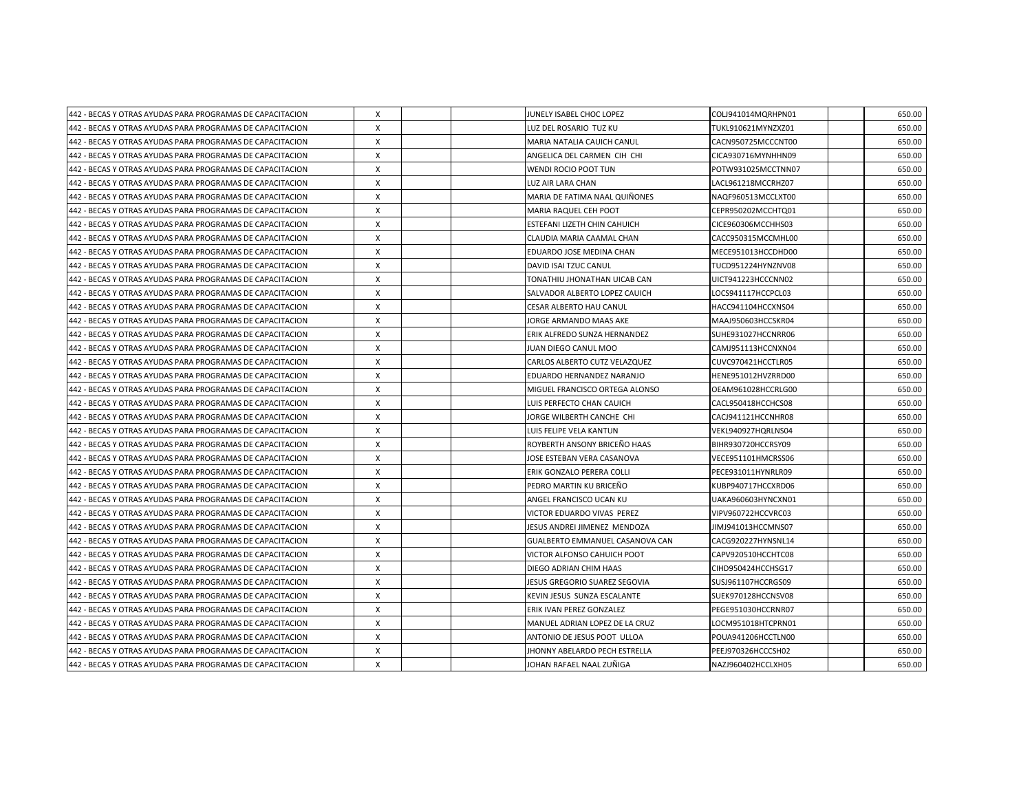| | | | | | | | |
|---|---|---|---|---|---|---|---|
| 442 - BECAS Y OTRAS AYUDAS PARA PROGRAMAS DE CAPACITACION | X | | | JUNELY ISABEL CHOC LOPEZ | COLJ941014MQRHPN01 | | 650.00 |
| 442 - BECAS Y OTRAS AYUDAS PARA PROGRAMAS DE CAPACITACION | X | | | LUZ DEL ROSARIO TUZ KU | TUKL910621MYNZXZ01 | | 650.00 |
| 442 - BECAS Y OTRAS AYUDAS PARA PROGRAMAS DE CAPACITACION | X | | | MARIA NATALIA CAUICH CANUL | CACN950725MCCCNT00 | | 650.00 |
| 442 - BECAS Y OTRAS AYUDAS PARA PROGRAMAS DE CAPACITACION | X | | | ANGELICA DEL CARMEN CIH CHI | CICA930716MYNHHN09 | | 650.00 |
| 442 - BECAS Y OTRAS AYUDAS PARA PROGRAMAS DE CAPACITACION | X | | | WENDI ROCIO POOT TUN | POTW931025MCCTNN07 | | 650.00 |
| 442 - BECAS Y OTRAS AYUDAS PARA PROGRAMAS DE CAPACITACION | X | | | LUZ AIR LARA CHAN | LACL961218MCCRHZ07 | | 650.00 |
| 442 - BECAS Y OTRAS AYUDAS PARA PROGRAMAS DE CAPACITACION | X | | | MARIA DE FATIMA NAAL QUIÑONES | NAQF960513MCCLXT00 | | 650.00 |
| 442 - BECAS Y OTRAS AYUDAS PARA PROGRAMAS DE CAPACITACION | X | | | MARIA RAQUEL CEH POOT | CEPR950202MCCHTQ01 | | 650.00 |
| 442 - BECAS Y OTRAS AYUDAS PARA PROGRAMAS DE CAPACITACION | X | | | ESTEFANI LIZETH CHIN CAHUICH | CICE960306MCCHHS03 | | 650.00 |
| 442 - BECAS Y OTRAS AYUDAS PARA PROGRAMAS DE CAPACITACION | X | | | CLAUDIA MARIA CAAMAL CHAN | CACC950315MCCMHL00 | | 650.00 |
| 442 - BECAS Y OTRAS AYUDAS PARA PROGRAMAS DE CAPACITACION | X | | | EDUARDO JOSE MEDINA CHAN | MECE951013HCCDHD00 | | 650.00 |
| 442 - BECAS Y OTRAS AYUDAS PARA PROGRAMAS DE CAPACITACION | X | | | DAVID ISAI TZUC CANUL | TUCD951224HYNZNV08 | | 650.00 |
| 442 - BECAS Y OTRAS AYUDAS PARA PROGRAMAS DE CAPACITACION | X | | | TONATHIU JHONATHAN UICAB CAN | UICT941223HCCCNN02 | | 650.00 |
| 442 - BECAS Y OTRAS AYUDAS PARA PROGRAMAS DE CAPACITACION | X | | | SALVADOR ALBERTO LOPEZ CAUICH | LOCS941117HCCPCL03 | | 650.00 |
| 442 - BECAS Y OTRAS AYUDAS PARA PROGRAMAS DE CAPACITACION | X | | | CESAR ALBERTO HAU CANUL | HACC941104HCCXNS04 | | 650.00 |
| 442 - BECAS Y OTRAS AYUDAS PARA PROGRAMAS DE CAPACITACION | X | | | JORGE ARMANDO MAAS AKE | MAAJ950603HCCSKR04 | | 650.00 |
| 442 - BECAS Y OTRAS AYUDAS PARA PROGRAMAS DE CAPACITACION | X | | | ERIK ALFREDO SUNZA HERNANDEZ | SUHE931027HCCNRR06 | | 650.00 |
| 442 - BECAS Y OTRAS AYUDAS PARA PROGRAMAS DE CAPACITACION | X | | | JUAN DIEGO CANUL MOO | CAMJ951113HCCNXN04 | | 650.00 |
| 442 - BECAS Y OTRAS AYUDAS PARA PROGRAMAS DE CAPACITACION | X | | | CARLOS ALBERTO CUTZ VELAZQUEZ | CUVC970421HCCTLR05 | | 650.00 |
| 442 - BECAS Y OTRAS AYUDAS PARA PROGRAMAS DE CAPACITACION | X | | | EDUARDO HERNANDEZ NARANJO | HENE951012HVZRRD00 | | 650.00 |
| 442 - BECAS Y OTRAS AYUDAS PARA PROGRAMAS DE CAPACITACION | X | | | MIGUEL FRANCISCO ORTEGA ALONSO | OEAM961028HCCRLG00 | | 650.00 |
| 442 - BECAS Y OTRAS AYUDAS PARA PROGRAMAS DE CAPACITACION | X | | | LUIS PERFECTO CHAN CAUICH | CACL950418HCCHCS08 | | 650.00 |
| 442 - BECAS Y OTRAS AYUDAS PARA PROGRAMAS DE CAPACITACION | X | | | JORGE WILBERTH CANCHE CHI | CACJ941121HCCNHR08 | | 650.00 |
| 442 - BECAS Y OTRAS AYUDAS PARA PROGRAMAS DE CAPACITACION | X | | | LUIS FELIPE VELA KANTUN | VEKL940927HQRLNS04 | | 650.00 |
| 442 - BECAS Y OTRAS AYUDAS PARA PROGRAMAS DE CAPACITACION | X | | | ROYBERTH ANSONY BRICEÑO HAAS | BIHR930720HCCRSY09 | | 650.00 |
| 442 - BECAS Y OTRAS AYUDAS PARA PROGRAMAS DE CAPACITACION | X | | | JOSE ESTEBAN VERA CASANOVA | VECE951101HMCRSS06 | | 650.00 |
| 442 - BECAS Y OTRAS AYUDAS PARA PROGRAMAS DE CAPACITACION | X | | | ERIK GONZALO PERERA COLLI | PECE931011HYNRLR09 | | 650.00 |
| 442 - BECAS Y OTRAS AYUDAS PARA PROGRAMAS DE CAPACITACION | X | | | PEDRO MARTIN KU BRICEÑO | KUBP940717HCCXRD06 | | 650.00 |
| 442 - BECAS Y OTRAS AYUDAS PARA PROGRAMAS DE CAPACITACION | X | | | ANGEL FRANCISCO UCAN KU | UAKA960603HYNCXN01 | | 650.00 |
| 442 - BECAS Y OTRAS AYUDAS PARA PROGRAMAS DE CAPACITACION | X | | | VICTOR EDUARDO VIVAS PEREZ | VIPV960722HCCVRC03 | | 650.00 |
| 442 - BECAS Y OTRAS AYUDAS PARA PROGRAMAS DE CAPACITACION | X | | | JESUS ANDREI JIMENEZ MENDOZA | JIMJ941013HCCMNS07 | | 650.00 |
| 442 - BECAS Y OTRAS AYUDAS PARA PROGRAMAS DE CAPACITACION | X | | | GUALBERTO EMMANUEL CASANOVA CAN | CACG920227HYNSNL14 | | 650.00 |
| 442 - BECAS Y OTRAS AYUDAS PARA PROGRAMAS DE CAPACITACION | X | | | VICTOR ALFONSO CAHUICH POOT | CAPV920510HCCHTC08 | | 650.00 |
| 442 - BECAS Y OTRAS AYUDAS PARA PROGRAMAS DE CAPACITACION | X | | | DIEGO ADRIAN CHIM HAAS | CIHD950424HCCHSG17 | | 650.00 |
| 442 - BECAS Y OTRAS AYUDAS PARA PROGRAMAS DE CAPACITACION | X | | | JESUS GREGORIO SUAREZ SEGOVIA | SUSJ961107HCCRGS09 | | 650.00 |
| 442 - BECAS Y OTRAS AYUDAS PARA PROGRAMAS DE CAPACITACION | X | | | KEVIN JESUS SUNZA ESCALANTE | SUEK970128HCCNSV08 | | 650.00 |
| 442 - BECAS Y OTRAS AYUDAS PARA PROGRAMAS DE CAPACITACION | X | | | ERIK IVAN PEREZ GONZALEZ | PEGE951030HCCRNR07 | | 650.00 |
| 442 - BECAS Y OTRAS AYUDAS PARA PROGRAMAS DE CAPACITACION | X | | | MANUEL ADRIAN LOPEZ DE LA CRUZ | LOCM951018HTCPRN01 | | 650.00 |
| 442 - BECAS Y OTRAS AYUDAS PARA PROGRAMAS DE CAPACITACION | X | | | ANTONIO DE JESUS POOT ULLOA | POUA941206HCCTLN00 | | 650.00 |
| 442 - BECAS Y OTRAS AYUDAS PARA PROGRAMAS DE CAPACITACION | X | | | JHONNY ABELARDO PECH ESTRELLA | PEEJ970326HCCCSH02 | | 650.00 |
| 442 - BECAS Y OTRAS AYUDAS PARA PROGRAMAS DE CAPACITACION | X | | | JOHAN RAFAEL NAAL ZUÑIGA | NAZJ960402HCCLXH05 | | 650.00 |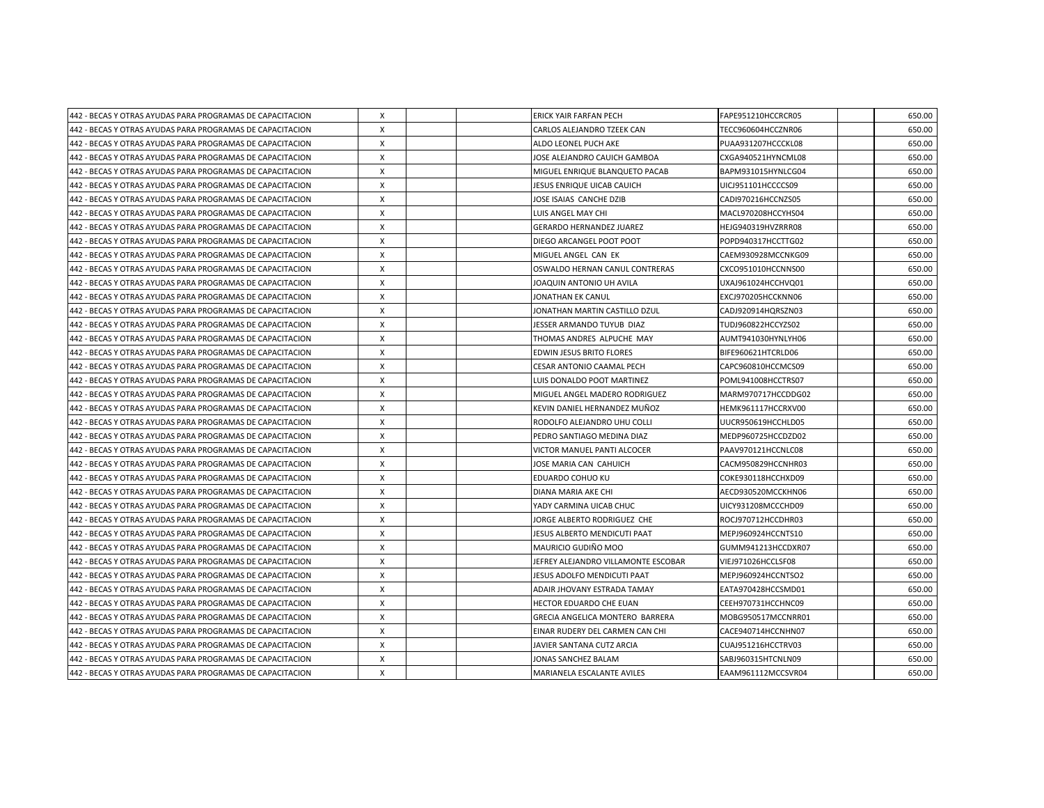| | | | | | | | |
|---|---|---|---|---|---|---|---|
| 442 - BECAS Y OTRAS AYUDAS PARA PROGRAMAS DE CAPACITACION | X | | | ERICK YAIR FARFAN PECH | FAPE951210HCCRCR05 | | 650.00 |
| 442 - BECAS Y OTRAS AYUDAS PARA PROGRAMAS DE CAPACITACION | X | | | CARLOS ALEJANDRO TZEEK CAN | TECC960604HCCZNR06 | | 650.00 |
| 442 - BECAS Y OTRAS AYUDAS PARA PROGRAMAS DE CAPACITACION | X | | | ALDO LEONEL PUCH AKE | PUAA931207HCCCKL08 | | 650.00 |
| 442 - BECAS Y OTRAS AYUDAS PARA PROGRAMAS DE CAPACITACION | X | | | JOSE ALEJANDRO CAUICH GAMBOA | CXGA940521HYNCML08 | | 650.00 |
| 442 - BECAS Y OTRAS AYUDAS PARA PROGRAMAS DE CAPACITACION | X | | | MIGUEL ENRIQUE BLANQUETO PACAB | BAPM931015HYNLCG04 | | 650.00 |
| 442 - BECAS Y OTRAS AYUDAS PARA PROGRAMAS DE CAPACITACION | X | | | JESUS ENRIQUE UICAB CAUICH | UICJ951101HCCCCS09 | | 650.00 |
| 442 - BECAS Y OTRAS AYUDAS PARA PROGRAMAS DE CAPACITACION | X | | | JOSE ISAIAS CANCHE DZIB | CADI970216HCCNZS05 | | 650.00 |
| 442 - BECAS Y OTRAS AYUDAS PARA PROGRAMAS DE CAPACITACION | X | | | LUIS ANGEL MAY CHI | MACL970208HCCYHS04 | | 650.00 |
| 442 - BECAS Y OTRAS AYUDAS PARA PROGRAMAS DE CAPACITACION | X | | | GERARDO HERNANDEZ JUAREZ | HEJG940319HVZRRR08 | | 650.00 |
| 442 - BECAS Y OTRAS AYUDAS PARA PROGRAMAS DE CAPACITACION | X | | | DIEGO ARCANGEL POOT POOT | POPD940317HCCTTG02 | | 650.00 |
| 442 - BECAS Y OTRAS AYUDAS PARA PROGRAMAS DE CAPACITACION | X | | | MIGUEL ANGEL CAN EK | CAEM930928MCCNKG09 | | 650.00 |
| 442 - BECAS Y OTRAS AYUDAS PARA PROGRAMAS DE CAPACITACION | X | | | OSWALDO HERNAN CANUL CONTRERAS | CXCO951010HCCNNS00 | | 650.00 |
| 442 - BECAS Y OTRAS AYUDAS PARA PROGRAMAS DE CAPACITACION | X | | | JOAQUIN ANTONIO UH AVILA | UXAJ961024HCCHVQ01 | | 650.00 |
| 442 - BECAS Y OTRAS AYUDAS PARA PROGRAMAS DE CAPACITACION | X | | | JONATHAN EK CANUL | EXCJ970205HCCKNN06 | | 650.00 |
| 442 - BECAS Y OTRAS AYUDAS PARA PROGRAMAS DE CAPACITACION | X | | | JONATHAN MARTIN CASTILLO DZUL | CADJ920914HQRSZN03 | | 650.00 |
| 442 - BECAS Y OTRAS AYUDAS PARA PROGRAMAS DE CAPACITACION | X | | | JESSER ARMANDO TUYUB DIAZ | TUDJ960822HCCYZS02 | | 650.00 |
| 442 - BECAS Y OTRAS AYUDAS PARA PROGRAMAS DE CAPACITACION | X | | | THOMAS ANDRES ALPUCHE MAY | AUMT941030HYNLYH06 | | 650.00 |
| 442 - BECAS Y OTRAS AYUDAS PARA PROGRAMAS DE CAPACITACION | X | | | EDWIN JESUS BRITO FLORES | BIFE960621HTCRLD06 | | 650.00 |
| 442 - BECAS Y OTRAS AYUDAS PARA PROGRAMAS DE CAPACITACION | X | | | CESAR ANTONIO CAAMAL PECH | CAPC960810HCCMCS09 | | 650.00 |
| 442 - BECAS Y OTRAS AYUDAS PARA PROGRAMAS DE CAPACITACION | X | | | LUIS DONALDO POOT MARTINEZ | POML941008HCCTRS07 | | 650.00 |
| 442 - BECAS Y OTRAS AYUDAS PARA PROGRAMAS DE CAPACITACION | X | | | MIGUEL ANGEL MADERO RODRIGUEZ | MARM970717HCCDDG02 | | 650.00 |
| 442 - BECAS Y OTRAS AYUDAS PARA PROGRAMAS DE CAPACITACION | X | | | KEVIN DANIEL HERNANDEZ MUÑOZ | HEMK961117HCCRXV00 | | 650.00 |
| 442 - BECAS Y OTRAS AYUDAS PARA PROGRAMAS DE CAPACITACION | X | | | RODOLFO ALEJANDRO UHU COLLI | UUCR950619HCCHLD05 | | 650.00 |
| 442 - BECAS Y OTRAS AYUDAS PARA PROGRAMAS DE CAPACITACION | X | | | PEDRO SANTIAGO MEDINA DIAZ | MEDP960725HCCDZD02 | | 650.00 |
| 442 - BECAS Y OTRAS AYUDAS PARA PROGRAMAS DE CAPACITACION | X | | | VICTOR MANUEL PANTI ALCOCER | PAAV970121HCCNLC08 | | 650.00 |
| 442 - BECAS Y OTRAS AYUDAS PARA PROGRAMAS DE CAPACITACION | X | | | JOSE MARIA CAN CAHUICH | CACM950829HCCNHR03 | | 650.00 |
| 442 - BECAS Y OTRAS AYUDAS PARA PROGRAMAS DE CAPACITACION | X | | | EDUARDO COHUO KU | COKE930118HCCHXD09 | | 650.00 |
| 442 - BECAS Y OTRAS AYUDAS PARA PROGRAMAS DE CAPACITACION | X | | | DIANA MARIA AKE CHI | AECD930520MCCKHN06 | | 650.00 |
| 442 - BECAS Y OTRAS AYUDAS PARA PROGRAMAS DE CAPACITACION | X | | | YADY CARMINA UICAB CHUC | UICY931208MCCCHD09 | | 650.00 |
| 442 - BECAS Y OTRAS AYUDAS PARA PROGRAMAS DE CAPACITACION | X | | | JORGE ALBERTO RODRIGUEZ CHE | ROCJ970712HCCDHR03 | | 650.00 |
| 442 - BECAS Y OTRAS AYUDAS PARA PROGRAMAS DE CAPACITACION | X | | | JESUS ALBERTO MENDICUTI PAAT | MEPJ960924HCCNTS10 | | 650.00 |
| 442 - BECAS Y OTRAS AYUDAS PARA PROGRAMAS DE CAPACITACION | X | | | MAURICIO GUDIÑO MOO | GUMM941213HCCDXR07 | | 650.00 |
| 442 - BECAS Y OTRAS AYUDAS PARA PROGRAMAS DE CAPACITACION | X | | | JEFREY ALEJANDRO VILLAMONTE ESCOBAR | VIEJ971026HCCLSF08 | | 650.00 |
| 442 - BECAS Y OTRAS AYUDAS PARA PROGRAMAS DE CAPACITACION | X | | | JESUS ADOLFO MENDICUTI PAAT | MEPJ960924HCCNTSO2 | | 650.00 |
| 442 - BECAS Y OTRAS AYUDAS PARA PROGRAMAS DE CAPACITACION | X | | | ADAIR JHOVANY ESTRADA TAMAY | EATA970428HCCSMD01 | | 650.00 |
| 442 - BECAS Y OTRAS AYUDAS PARA PROGRAMAS DE CAPACITACION | X | | | HECTOR EDUARDO CHE EUAN | CEEH970731HCCHNC09 | | 650.00 |
| 442 - BECAS Y OTRAS AYUDAS PARA PROGRAMAS DE CAPACITACION | X | | | GRECIA ANGELICA MONTERO BARRERA | MOBG950517MCCNRR01 | | 650.00 |
| 442 - BECAS Y OTRAS AYUDAS PARA PROGRAMAS DE CAPACITACION | X | | | EINAR RUDERY DEL CARMEN CAN CHI | CACE940714HCCNHN07 | | 650.00 |
| 442 - BECAS Y OTRAS AYUDAS PARA PROGRAMAS DE CAPACITACION | X | | | JAVIER SANTANA CUTZ ARCIA | CUAJ951216HCCTRV03 | | 650.00 |
| 442 - BECAS Y OTRAS AYUDAS PARA PROGRAMAS DE CAPACITACION | X | | | JONAS SANCHEZ BALAM | SABJ960315HTCNLN09 | | 650.00 |
| 442 - BECAS Y OTRAS AYUDAS PARA PROGRAMAS DE CAPACITACION | X | | | MARIANELA ESCALANTE AVILES | EAAM961112MCCSVR04 | | 650.00 |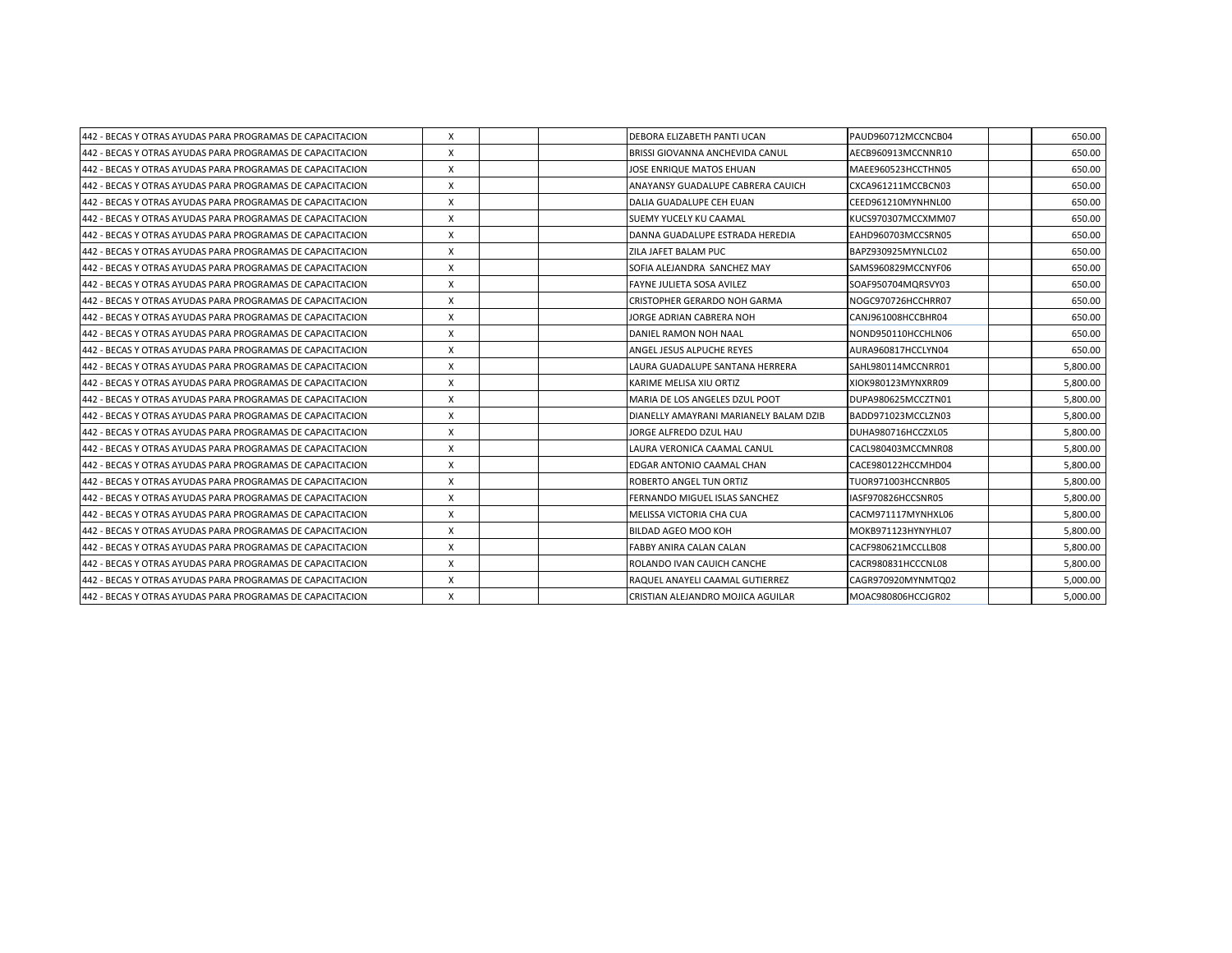| | | | | | | | |
|---|---|---|---|---|---|---|---|
| 442 - BECAS Y OTRAS AYUDAS PARA PROGRAMAS DE CAPACITACION | X | | | DEBORA ELIZABETH PANTI UCAN | PAUD960712MCCNCB04 | | 650.00 |
| 442 - BECAS Y OTRAS AYUDAS PARA PROGRAMAS DE CAPACITACION | X | | | BRISSI GIOVANNA ANCHEVIDA CANUL | AECB960913MCCNNR10 | | 650.00 |
| 442 - BECAS Y OTRAS AYUDAS PARA PROGRAMAS DE CAPACITACION | X | | | JOSE ENRIQUE MATOS EHUAN | MAEE960523HCCTHN05 | | 650.00 |
| 442 - BECAS Y OTRAS AYUDAS PARA PROGRAMAS DE CAPACITACION | X | | | ANAYANSY GUADALUPE CABRERA CAUICH | CXCA961211MCCBCN03 | | 650.00 |
| 442 - BECAS Y OTRAS AYUDAS PARA PROGRAMAS DE CAPACITACION | X | | | DALIA GUADALUPE CEH EUAN | CEED961210MYNHNL00 | | 650.00 |
| 442 - BECAS Y OTRAS AYUDAS PARA PROGRAMAS DE CAPACITACION | X | | | SUEMY YUCELY KU CAAMAL | KUCS970307MCCXMM07 | | 650.00 |
| 442 - BECAS Y OTRAS AYUDAS PARA PROGRAMAS DE CAPACITACION | X | | | DANNA GUADALUPE ESTRADA HEREDIA | EAHD960703MCCSRN05 | | 650.00 |
| 442 - BECAS Y OTRAS AYUDAS PARA PROGRAMAS DE CAPACITACION | X | | | ZILA JAFET BALAM PUC | BAPZ930925MYNLCL02 | | 650.00 |
| 442 - BECAS Y OTRAS AYUDAS PARA PROGRAMAS DE CAPACITACION | X | | | SOFIA ALEJANDRA SANCHEZ MAY | SAMS960829MCCNYF06 | | 650.00 |
| 442 - BECAS Y OTRAS AYUDAS PARA PROGRAMAS DE CAPACITACION | X | | | FAYNE JULIETA SOSA AVILEZ | SOAF950704MQRSVY03 | | 650.00 |
| 442 - BECAS Y OTRAS AYUDAS PARA PROGRAMAS DE CAPACITACION | X | | | CRISTOPHER GERARDO NOH GARMA | NOGC970726HCCHRR07 | | 650.00 |
| 442 - BECAS Y OTRAS AYUDAS PARA PROGRAMAS DE CAPACITACION | X | | | JORGE ADRIAN CABRERA NOH | CANJ961008HCCBHR04 | | 650.00 |
| 442 - BECAS Y OTRAS AYUDAS PARA PROGRAMAS DE CAPACITACION | X | | | DANIEL RAMON NOH NAAL | NOND950110HCCHLN06 | | 650.00 |
| 442 - BECAS Y OTRAS AYUDAS PARA PROGRAMAS DE CAPACITACION | X | | | ANGEL JESUS ALPUCHE REYES | AURA960817HCCLYN04 | | 650.00 |
| 442 - BECAS Y OTRAS AYUDAS PARA PROGRAMAS DE CAPACITACION | X | | | LAURA GUADALUPE SANTANA HERRERA | SAHL980114MCCNRR01 | | 5,800.00 |
| 442 - BECAS Y OTRAS AYUDAS PARA PROGRAMAS DE CAPACITACION | X | | | KARIME MELISA XIU ORTIZ | XIOK980123MYNXRR09 | | 5,800.00 |
| 442 - BECAS Y OTRAS AYUDAS PARA PROGRAMAS DE CAPACITACION | X | | | MARIA DE LOS ANGELES DZUL POOT | DUPA980625MCCZTN01 | | 5,800.00 |
| 442 - BECAS Y OTRAS AYUDAS PARA PROGRAMAS DE CAPACITACION | X | | | DIANELLY AMAYRANI MARIANELY BALAM DZIB | BADD971023MCCLZN03 | | 5,800.00 |
| 442 - BECAS Y OTRAS AYUDAS PARA PROGRAMAS DE CAPACITACION | X | | | JORGE ALFREDO DZUL HAU | DUHA980716HCCZXL05 | | 5,800.00 |
| 442 - BECAS Y OTRAS AYUDAS PARA PROGRAMAS DE CAPACITACION | X | | | LAURA VERONICA CAAMAL CANUL | CACL980403MCCMNR08 | | 5,800.00 |
| 442 - BECAS Y OTRAS AYUDAS PARA PROGRAMAS DE CAPACITACION | X | | | EDGAR ANTONIO CAAMAL CHAN | CACE980122HCCMHD04 | | 5,800.00 |
| 442 - BECAS Y OTRAS AYUDAS PARA PROGRAMAS DE CAPACITACION | X | | | ROBERTO ANGEL TUN ORTIZ | TUOR971003HCCNRB05 | | 5,800.00 |
| 442 - BECAS Y OTRAS AYUDAS PARA PROGRAMAS DE CAPACITACION | X | | | FERNANDO MIGUEL ISLAS SANCHEZ | IASF970826HCCSNR05 | | 5,800.00 |
| 442 - BECAS Y OTRAS AYUDAS PARA PROGRAMAS DE CAPACITACION | X | | | MELISSA VICTORIA CHA CUA | CACM971117MYNHXL06 | | 5,800.00 |
| 442 - BECAS Y OTRAS AYUDAS PARA PROGRAMAS DE CAPACITACION | X | | | BILDAD AGEO MOO KOH | MOKB971123HYNYHL07 | | 5,800.00 |
| 442 - BECAS Y OTRAS AYUDAS PARA PROGRAMAS DE CAPACITACION | X | | | FABBY ANIRA CALAN CALAN | CACF980621MCCLLB08 | | 5,800.00 |
| 442 - BECAS Y OTRAS AYUDAS PARA PROGRAMAS DE CAPACITACION | X | | | ROLANDO IVAN CAUICH CANCHE | CACR980831HCCCNL08 | | 5,800.00 |
| 442 - BECAS Y OTRAS AYUDAS PARA PROGRAMAS DE CAPACITACION | X | | | RAQUEL ANAYELI CAAMAL GUTIERREZ | CAGR970920MYNMTQ02 | | 5,000.00 |
| 442 - BECAS Y OTRAS AYUDAS PARA PROGRAMAS DE CAPACITACION | X | | | CRISTIAN ALEJANDRO MOJICA AGUILAR | MOAC980806HCCJGR02 | | 5,000.00 |